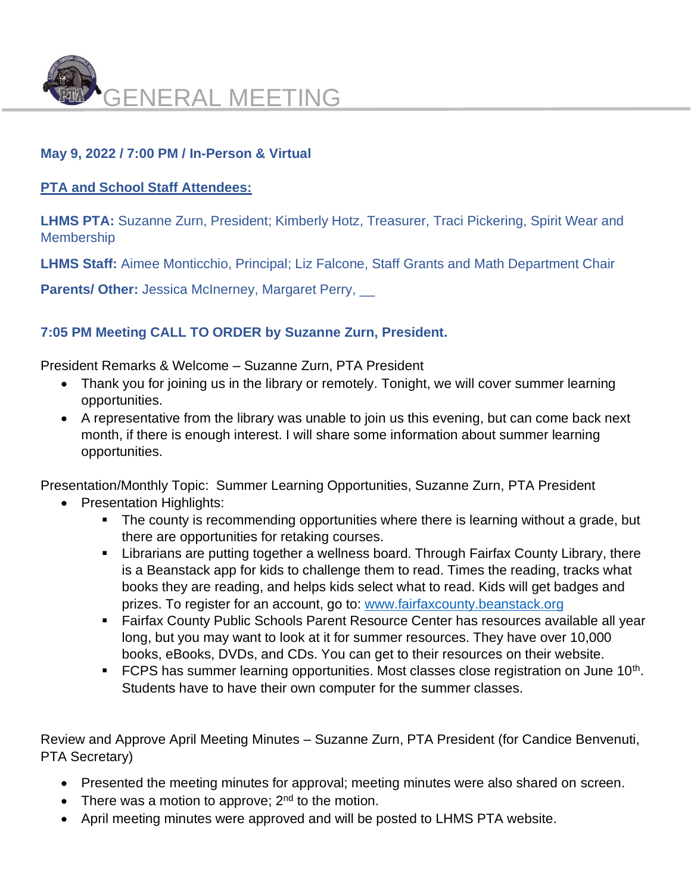# GENERAL MEETING

**May 9, 2022 / 7:00 PM / In-Person & Virtual**

**PTA and School Staff Attendees:**

**LHMS PTA:** Suzanne Zurn, President; Kimberly Hotz, Treasurer, Traci Pickering, Spirit Wear and Membership

**LHMS Staff:** Aimee Monticchio, Principal; Liz Falcone, Staff Grants and Math Department Chair

**Parents/ Other:** Jessica McInerney, Margaret Perry, __

**7:05 PM Meeting CALL TO ORDER by Suzanne Zurn, President.**

President Remarks & Welcome – Suzanne Zurn, PTA President

- Thank you for joining us in the library or remotely. Tonight, we will cover summer learning opportunities.
- A representative from the library was unable to join us this evening, but can come back next month, if there is enough interest. I will share some information about summer learning opportunities.

Presentation/Monthly Topic: Summer Learning Opportunities, Suzanne Zurn, PTA President

- Presentation Highlights:
  - The county is recommending opportunities where there is learning without a grade, but there are opportunities for retaking courses.
  - Librarians are putting together a wellness board. Through Fairfax County Library, there is a Beanstack app for kids to challenge them to read. Times the reading, tracks what books they are reading, and helps kids select what to read. Kids will get badges and prizes. To register for an account, go to: www.fairfaxcounty.beanstack.org
  - Fairfax County Public Schools Parent Resource Center has resources available all year long, but you may want to look at it for summer resources. They have over 10,000 books, eBooks, DVDs, and CDs. You can get to their resources on their website.
  - FCPS has summer learning opportunities. Most classes close registration on June 10th. Students have to have their own computer for the summer classes.

Review and Approve April Meeting Minutes – Suzanne Zurn, PTA President (for Candice Benvenuti, PTA Secretary)

- Presented the meeting minutes for approval; meeting minutes were also shared on screen.
- There was a motion to approve; 2nd to the motion.
- April meeting minutes were approved and will be posted to LHMS PTA website.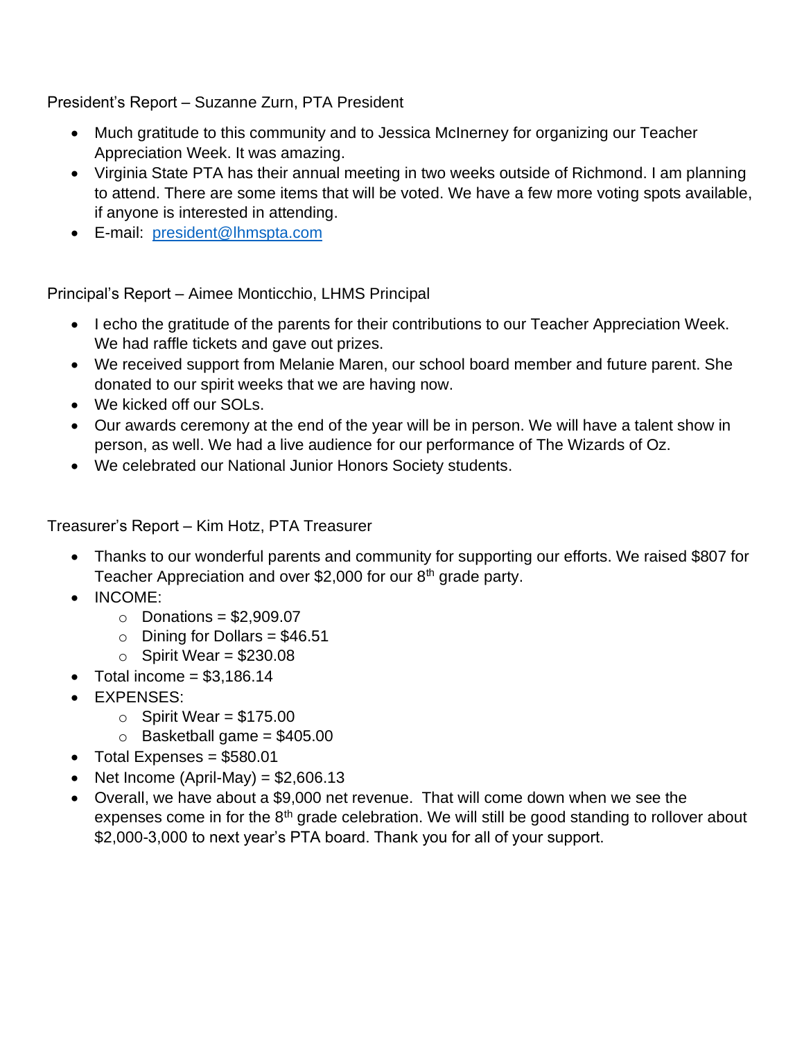President's Report – Suzanne Zurn, PTA President

- Much gratitude to this community and to Jessica McInerney for organizing our Teacher Appreciation Week. It was amazing.
- Virginia State PTA has their annual meeting in two weeks outside of Richmond. I am planning to attend. There are some items that will be voted. We have a few more voting spots available, if anyone is interested in attending.
- E-mail: [president@lhmspta.com](mailto:president@lhmspta.com)

Principal's Report – Aimee Monticchio, LHMS Principal

- I echo the gratitude of the parents for their contributions to our Teacher Appreciation Week. We had raffle tickets and gave out prizes.
- We received support from Melanie Maren, our school board member and future parent. She donated to our spirit weeks that we are having now.
- We kicked off our SOLs.
- Our awards ceremony at the end of the year will be in person. We will have a talent show in person, as well. We had a live audience for our performance of The Wizards of Oz.
- We celebrated our National Junior Honors Society students.

Treasurer's Report – Kim Hotz, PTA Treasurer

- Thanks to our wonderful parents and community for supporting our efforts. We raised $807 for Teacher Appreciation and over $2,000 for our 8th grade party.
- INCOME:
  - Donations = $2,909.07
  - Dining for Dollars = $46.51
  - Spirit Wear = $230.08
- Total income = $3,186.14
- EXPENSES:
  - Spirit Wear = $175.00
  - Basketball game = $405.00
- Total Expenses = $580.01
- Net Income (April-May) = $2,606.13
- Overall, we have about a $9,000 net revenue. That will come down when we see the expenses come in for the 8th grade celebration. We will still be good standing to rollover about $2,000-3,000 to next year's PTA board. Thank you for all of your support.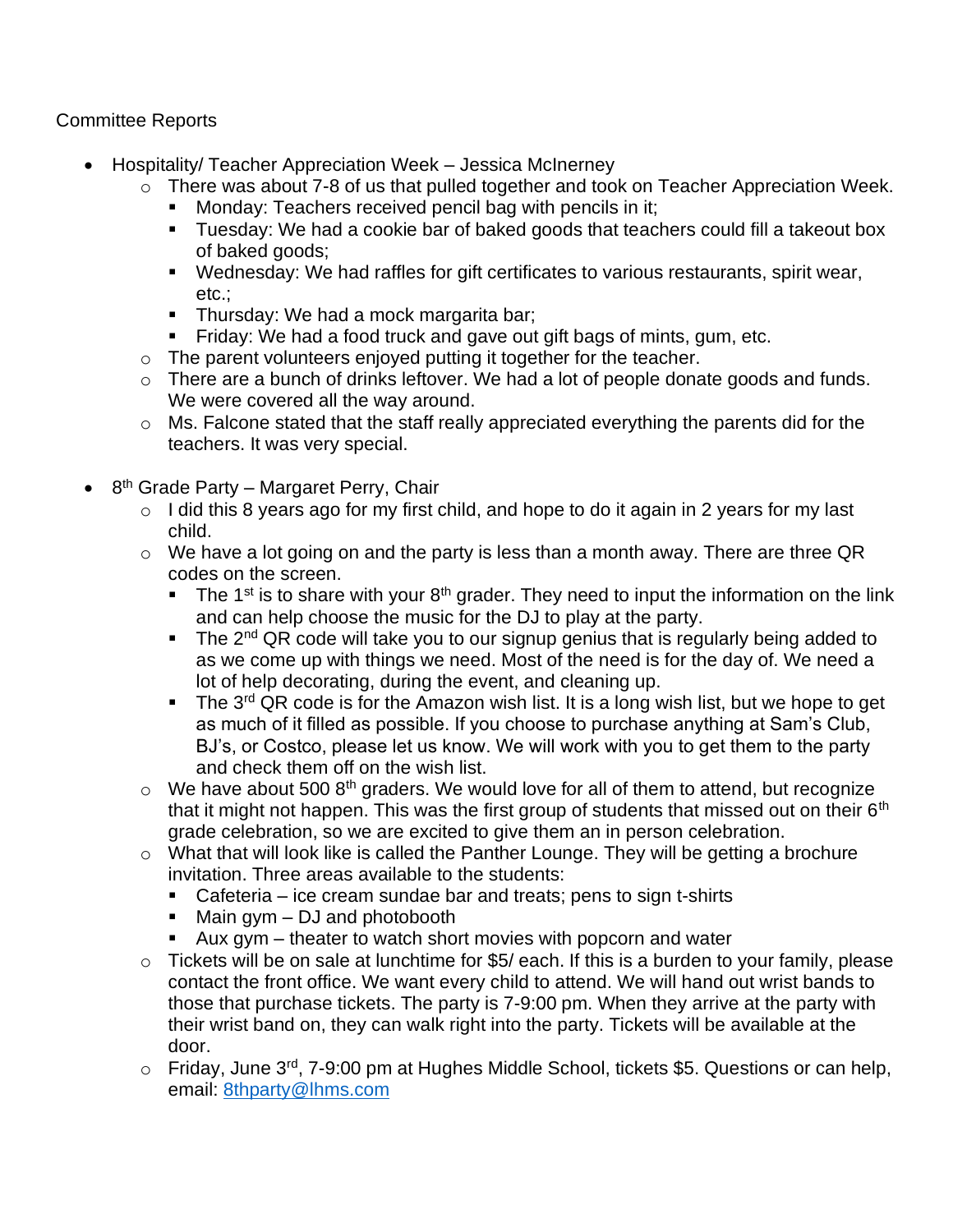Committee Reports

- Hospitality/ Teacher Appreciation Week – Jessica McInerney
  - There was about 7-8 of us that pulled together and took on Teacher Appreciation Week.
    - Monday: Teachers received pencil bag with pencils in it;
    - Tuesday: We had a cookie bar of baked goods that teachers could fill a takeout box of baked goods;
    - Wednesday: We had raffles for gift certificates to various restaurants, spirit wear, etc.;
    - Thursday: We had a mock margarita bar;
    - Friday: We had a food truck and gave out gift bags of mints, gum, etc.
  - The parent volunteers enjoyed putting it together for the teacher.
  - There are a bunch of drinks leftover. We had a lot of people donate goods and funds. We were covered all the way around.
  - Ms. Falcone stated that the staff really appreciated everything the parents did for the teachers. It was very special.

- 8th Grade Party – Margaret Perry, Chair
  - I did this 8 years ago for my first child, and hope to do it again in 2 years for my last child.
  - We have a lot going on and the party is less than a month away. There are three QR codes on the screen.
    - The 1st is to share with your 8th grader. They need to input the information on the link and can help choose the music for the DJ to play at the party.
    - The 2nd QR code will take you to our signup genius that is regularly being added to as we come up with things we need. Most of the need is for the day of. We need a lot of help decorating, during the event, and cleaning up.
    - The 3rd QR code is for the Amazon wish list. It is a long wish list, but we hope to get as much of it filled as possible. If you choose to purchase anything at Sam's Club, BJ's, or Costco, please let us know. We will work with you to get them to the party and check them off on the wish list.
  - We have about 500 8th graders. We would love for all of them to attend, but recognize that it might not happen. This was the first group of students that missed out on their 6th grade celebration, so we are excited to give them an in person celebration.
  - What that will look like is called the Panther Lounge. They will be getting a brochure invitation. Three areas available to the students:
    - Cafeteria – ice cream sundae bar and treats; pens to sign t-shirts
    - Main gym – DJ and photobooth
    - Aux gym – theater to watch short movies with popcorn and water
  - Tickets will be on sale at lunchtime for $5/ each. If this is a burden to your family, please contact the front office. We want every child to attend. We will hand out wrist bands to those that purchase tickets. The party is 7-9:00 pm. When they arrive at the party with their wrist band on, they can walk right into the party. Tickets will be available at the door.
  - Friday, June 3rd, 7-9:00 pm at Hughes Middle School, tickets $5. Questions or can help, email: [8thparty@lhms.com](mailto:8thparty@lhms.com)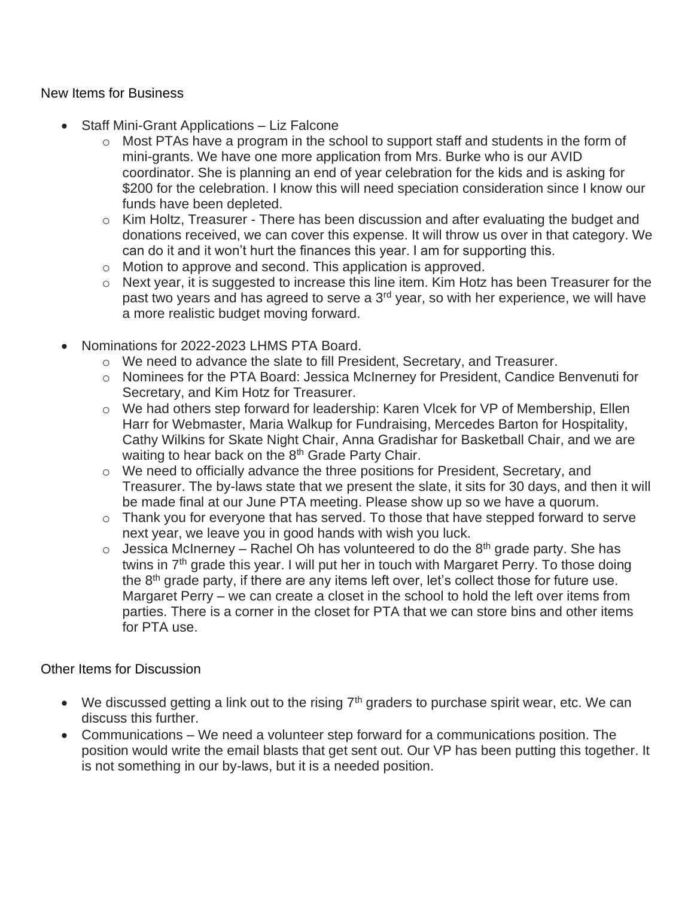New Items for Business

- Staff Mini-Grant Applications – Liz Falcone
    - Most PTAs have a program in the school to support staff and students in the form of mini-grants. We have one more application from Mrs. Burke who is our AVID coordinator. She is planning an end of year celebration for the kids and is asking for $200 for the celebration. I know this will need speciation consideration since I know our funds have been depleted.
    - Kim Holtz, Treasurer - There has been discussion and after evaluating the budget and donations received, we can cover this expense. It will throw us over in that category. We can do it and it won't hurt the finances this year. I am for supporting this.
    - Motion to approve and second. This application is approved.
    - Next year, it is suggested to increase this line item. Kim Hotz has been Treasurer for the past two years and has agreed to serve a 3rd year, so with her experience, we will have a more realistic budget moving forward.

- Nominations for 2022-2023 LHMS PTA Board.
    - We need to advance the slate to fill President, Secretary, and Treasurer.
    - Nominees for the PTA Board: Jessica McInerney for President, Candice Benvenuti for Secretary, and Kim Hotz for Treasurer.
    - We had others step forward for leadership: Karen Vlcek for VP of Membership, Ellen Harr for Webmaster, Maria Walkup for Fundraising, Mercedes Barton for Hospitality, Cathy Wilkins for Skate Night Chair, Anna Gradishar for Basketball Chair, and we are waiting to hear back on the 8th Grade Party Chair.
    - We need to officially advance the three positions for President, Secretary, and Treasurer. The by-laws state that we present the slate, it sits for 30 days, and then it will be made final at our June PTA meeting. Please show up so we have a quorum.
    - Thank you for everyone that has served. To those that have stepped forward to serve next year, we leave you in good hands with wish you luck.
    - Jessica McInerney – Rachel Oh has volunteered to do the 8th grade party. She has twins in 7th grade this year. I will put her in touch with Margaret Perry. To those doing the 8th grade party, if there are any items left over, let's collect those for future use. Margaret Perry – we can create a closet in the school to hold the left over items from parties. There is a corner in the closet for PTA that we can store bins and other items for PTA use.

Other Items for Discussion

- We discussed getting a link out to the rising 7th graders to purchase spirit wear, etc. We can discuss this further.
- Communications – We need a volunteer step forward for a communications position. The position would write the email blasts that get sent out. Our VP has been putting this together. It is not something in our by-laws, but it is a needed position.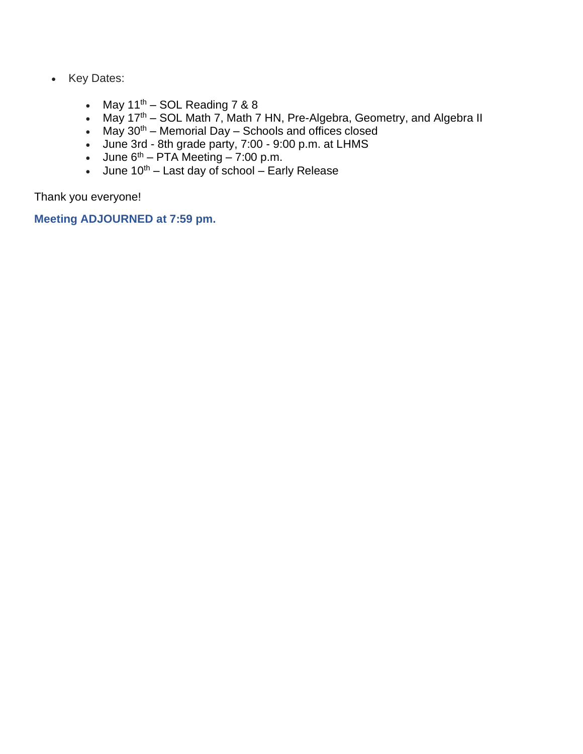- Key Dates:
  - May 11th – SOL Reading 7 & 8
  - May 17th – SOL Math 7, Math 7 HN, Pre-Algebra, Geometry, and Algebra II
  - May 30th – Memorial Day – Schools and offices closed
  - June 3rd - 8th grade party, 7:00 - 9:00 p.m. at LHMS
  - June 6th – PTA Meeting – 7:00 p.m.
  - June 10th – Last day of school – Early Release

Thank you everyone!

**Meeting ADJOURNED at 7:59 pm.**